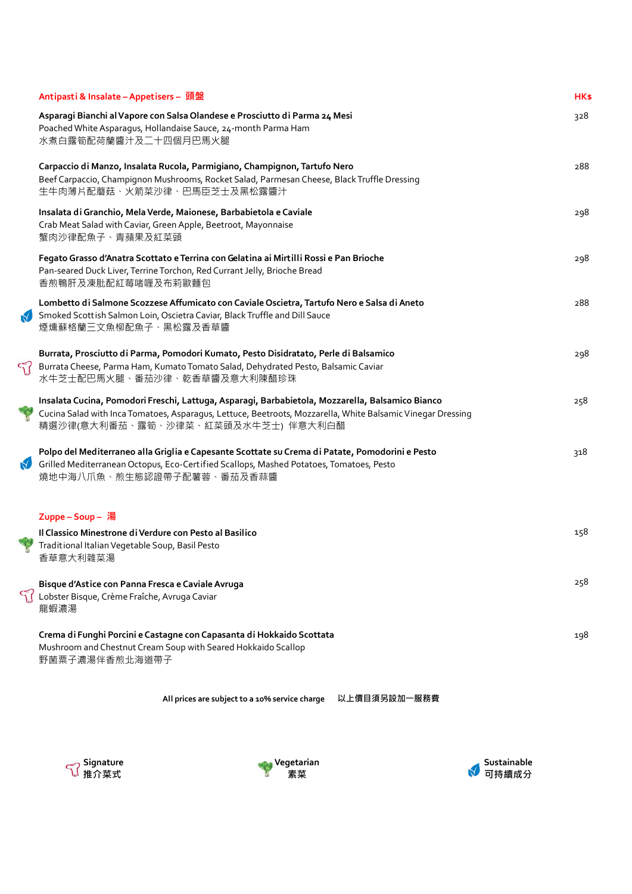## Antipasti & Insalate – Appetisers – 頭盤

HK$

**Asparagi Bianchi al Vapore con Salsa Olandese e Prosciutto di Parma 24 Mesi** — 328
Poached White Asparagus, Hollandaise Sauce, 24-month Parma Ham
水煮白露筍配荷蘭醬汁及二十四個月巴馬火腿

**Carpaccio di Manzo, Insalata Rucola, Parmigiano, Champignon, Tartufo Nero** — 288
Beef Carpaccio, Champignon Mushrooms, Rocket Salad, Parmesan Cheese, Black Truffle Dressing
生牛肉薄片配蘑菇、火箭菜沙律、巴馬臣芝士及黑松露醬汁

**Insalata di Granchio, Mela Verde, Maionese, Barbabietola e Caviale** — 298
Crab Meat Salad with Caviar, Green Apple, Beetroot, Mayonnaise
蟹肉沙律配魚子、青蘋果及紅菜頭

**Fegato Grasso d'Anatra Scottato e Terrina con Gelatina ai Mirtilli Rossi e Pan Brioche** — 298
Pan-seared Duck Liver, Terrine Torchon, Red Currant Jelly, Brioche Bread
香煎鴨肝及凍肚配紅莓啫喱及布莉歐麵包

**Lombetto di Salmone Scozzese Affumicato con Caviale Oscietra, Tartufo Nero e Salsa di Aneto** (Sustainable) — 288
Smoked Scottish Salmon Loin, Oscietra Caviar, Black Truffle and Dill Sauce
煙燻蘇格蘭三文魚柳配魚子、黑松露及香草醬

**Burrata, Prosciutto di Parma, Pomodori Kumato, Pesto Disidratato, Perle di Balsamico** (Signature) — 298
Burrata Cheese, Parma Ham, Kumato Tomato Salad, Dehydrated Pesto, Balsamic Caviar
水牛芝士配巴馬火腿、番茄沙律、乾香草醬及意大利陳醋珍珠

**Insalata Cucina, Pomodori Freschi, Lattuga, Asparagi, Barbabietola, Mozzarella, Balsamico Bianco** (Vegetarian) — 258
Cucina Salad with Inca Tomatoes, Asparagus, Lettuce, Beetroots, Mozzarella, White Balsamic Vinegar Dressing
精選沙律(意大利番茄、露筍、沙律菜、紅菜頭及水牛芝士) 伴意大利白醋

**Polpo del Mediterraneo alla Griglia e Capesante Scottate su Crema di Patate, Pomodorini e Pesto** (Sustainable) — 318
Grilled Mediterranean Octopus, Eco-Certified Scallops, Mashed Potatoes, Tomatoes, Pesto
燒地中海八爪魚、煎生態認證帶子配薯蓉、番茄及香蒜醬

## Zuppe – Soup – 湯

**Il Classico Minestrone di Verdure con Pesto al Basilico** (Vegetarian) — 158
Traditional Italian Vegetable Soup, Basil Pesto
香草意大利雜菜湯

**Bisque d'Astice con Panna Fresca e Caviale Avruga** (Signature) — 258
Lobster Bisque, Crème Fraîche, Avruga Caviar
龍蝦濃湯

**Crema di Funghi Porcini e Castagne con Capasanta di Hokkaido Scottata** — 198
Mushroom and Chestnut Cream Soup with Seared Hokkaido Scallop
野菌栗子濃湯伴香煎北海道帶子

**All prices are subject to a 10% service charge　以上價目須另設加一服務費**

Signature 推介菜式　Vegetarian 素菜　Sustainable 可持續成分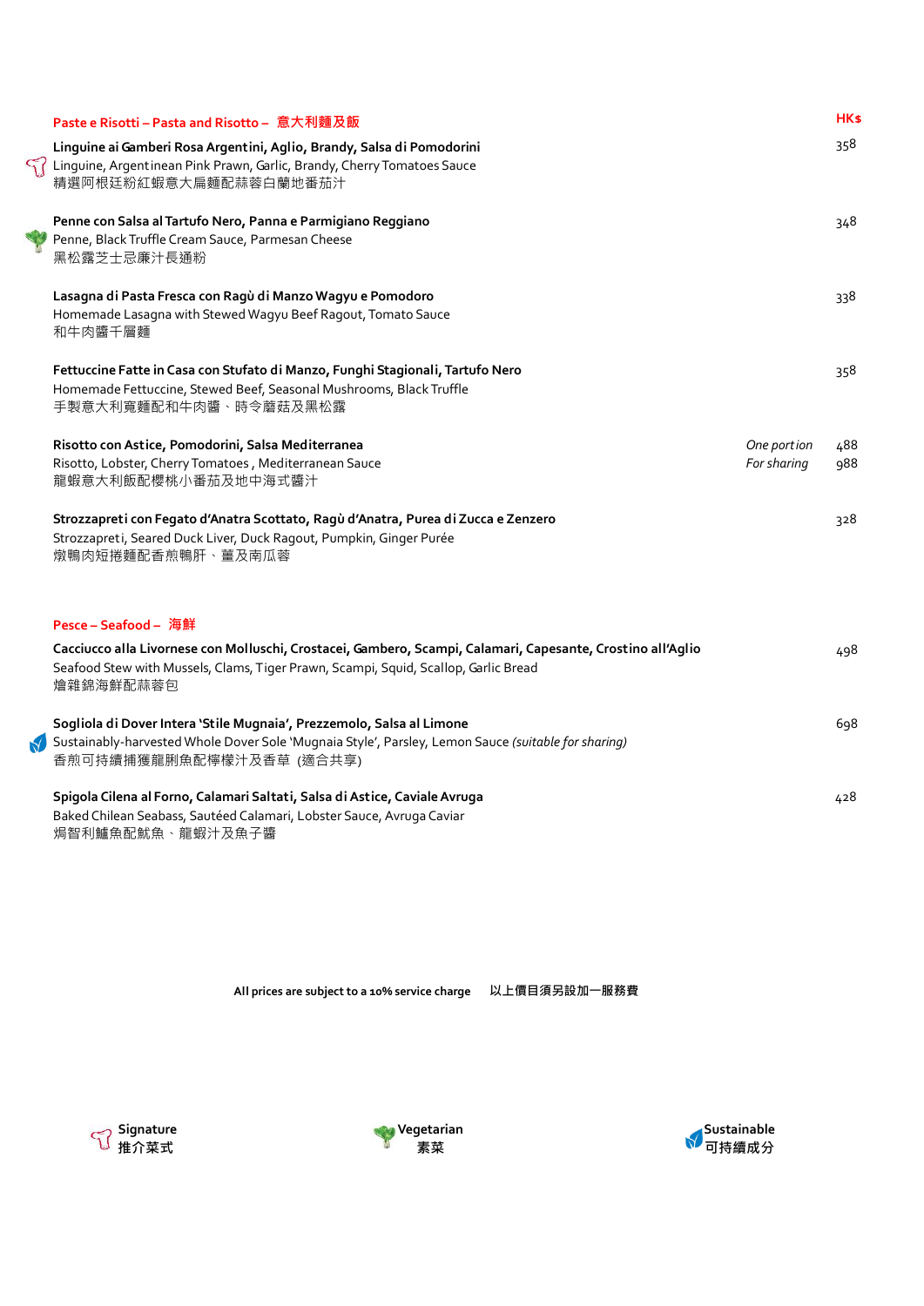## Paste e Risotti – Pasta and Risotto – 意大利麵及飯

HK$

**Linguine ai Gamberi Rosa Argentini, Aglio, Brandy, Salsa di Pomodorini** — 358
Linguine, Argentinean Pink Prawn, Garlic, Brandy, Cherry Tomatoes Sauce
精選阿根廷粉紅蝦意大扁麵配蒜蓉白蘭地番茄汁

**Penne con Salsa al Tartufo Nero, Panna e Parmigiano Reggiano** — 348
Penne, Black Truffle Cream Sauce, Parmesan Cheese
黑松露芝士忌廉汁長通粉

**Lasagna di Pasta Fresca con Ragù di Manzo Wagyu e Pomodoro** — 338
Homemade Lasagna with Stewed Wagyu Beef Ragout, Tomato Sauce
和牛肉醬千層麵

**Fettuccine Fatte in Casa con Stufato di Manzo, Funghi Stagionali, Tartufo Nero** — 358
Homemade Fettuccine, Stewed Beef, Seasonal Mushrooms, Black Truffle
手製意大利寬麵配和牛肉醬、時令蘑菇及黑松露

**Risotto con Astice, Pomodorini, Salsa Mediterranea** — *One portion* 488 / *For sharing* 988
Risotto, Lobster, Cherry Tomatoes , Mediterranean Sauce
龍蝦意大利飯配櫻桃小番茄及地中海式醬汁

**Strozzapreti con Fegato d'Anatra Scottato, Ragù d'Anatra, Purea di Zucca e Zenzero** — 328
Strozzapreti, Seared Duck Liver, Duck Ragout, Pumpkin, Ginger Purée
燉鴨肉短捲麵配香煎鴨肝、薑及南瓜蓉

## Pesce – Seafood – 海鮮

**Cacciucco alla Livornese con Molluschi, Crostacei, Gambero, Scampi, Calamari, Capesante, Crostino all'Aglio** — 498
Seafood Stew with Mussels, Clams, Tiger Prawn, Scampi, Squid, Scallop, Garlic Bread
燴雜錦海鮮配蒜蓉包

**Sogliola di Dover Intera 'Stile Mugnaia', Prezzemolo, Salsa al Limone** — 698
Sustainably-harvested Whole Dover Sole 'Mugnaia Style', Parsley, Lemon Sauce *(suitable for sharing)*
香煎可持續捕獲龍脷魚配檸檬汁及香草 (適合共享)

**Spigola Cilena al Forno, Calamari Saltati, Salsa di Astice, Caviale Avruga** — 428
Baked Chilean Seabass, Sautéed Calamari, Lobster Sauce, Avruga Caviar
焗智利鱸魚配魷魚、龍蝦汁及魚子醬

All prices are subject to a 10% service charge 以上價目須另設加一服務費

Signature 推介菜式 — Vegetarian 素菜 — Sustainable 可持續成分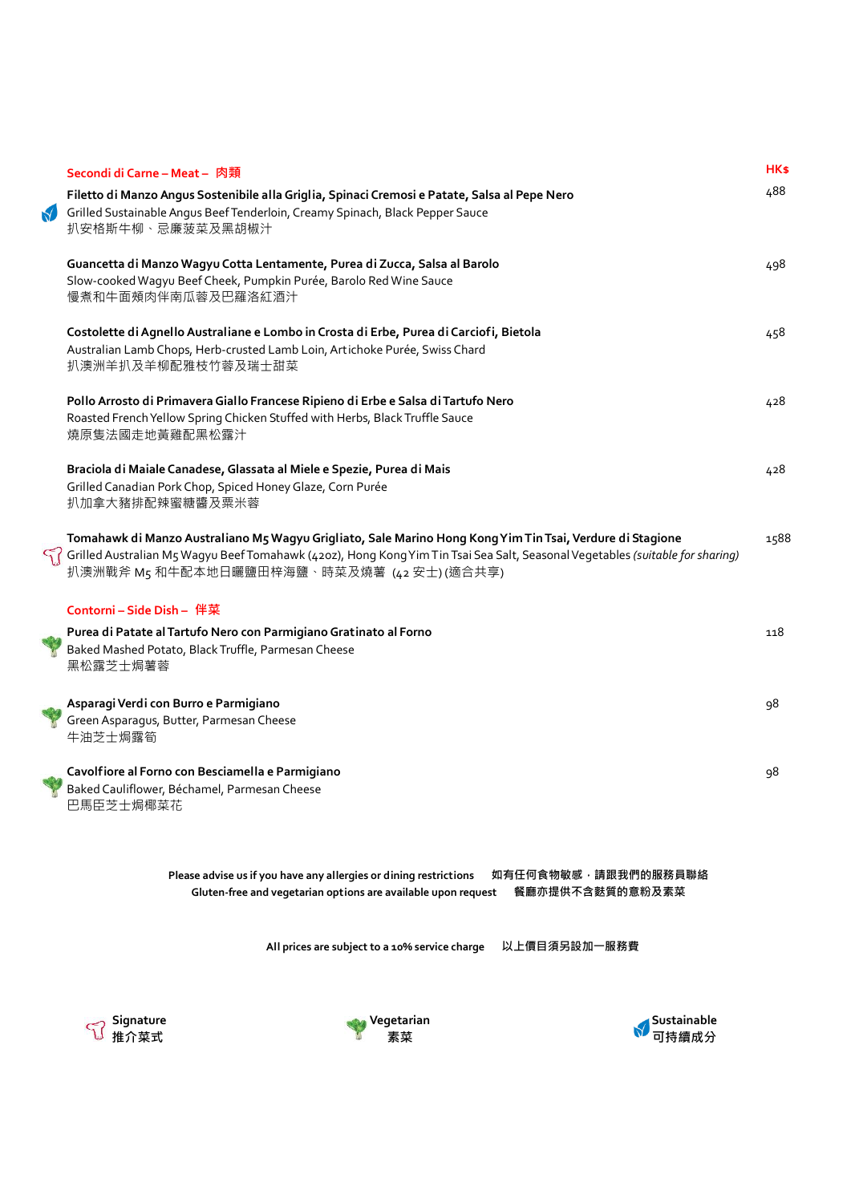## Secondi di Carne – Meat – 肉類

HK$

**Filetto di Manzo Angus Sostenibile alla Griglia, Spinaci Cremosi e Patate, Salsa al Pepe Nero** — 488
Grilled Sustainable Angus Beef Tenderloin, Creamy Spinach, Black Pepper Sauce
扒安格斯牛柳、忌廉菠菜及黑胡椒汁

**Guancetta di Manzo Wagyu Cotta Lentamente, Purea di Zucca, Salsa al Barolo** — 498
Slow-cooked Wagyu Beef Cheek, Pumpkin Purée, Barolo Red Wine Sauce
慢煮和牛面頰肉伴南瓜蓉及巴羅洛紅酒汁

**Costolette di Agnello Australiane e Lombo in Crosta di Erbe, Purea di Carciofi, Bietola** — 458
Australian Lamb Chops, Herb-crusted Lamb Loin, Artichoke Purée, Swiss Chard
扒澳洲羊扒及羊柳配雅枝竹蓉及瑞士甜菜

**Pollo Arrosto di Primavera Giallo Francese Ripieno di Erbe e Salsa di Tartufo Nero** — 428
Roasted French Yellow Spring Chicken Stuffed with Herbs, Black Truffle Sauce
燒原隻法國走地黃雞配黑松露汁

**Braciola di Maiale Canadese, Glassata al Miele e Spezie, Purea di Mais** — 428
Grilled Canadian Pork Chop, Spiced Honey Glaze, Corn Purée
扒加拿大豬排配辣蜜糖醬及粟米蓉

**Tomahawk di Manzo Australiano M5 Wagyu Grigliato, Sale Marino Hong Kong Yim Tin Tsai, Verdure di Stagione** — 1588
Grilled Australian M5 Wagyu Beef Tomahawk (42oz), Hong Kong Yim Tin Tsai Sea Salt, Seasonal Vegetables *(suitable for sharing)*
扒澳洲戰斧 M5 和牛配本地日曬鹽田梓海鹽、時菜及燒薯 (42 安士) (適合共享)

## Contorni – Side Dish – 伴菜

**Purea di Patate al Tartufo Nero con Parmigiano Gratinato al Forno** — 118
Baked Mashed Potato, Black Truffle, Parmesan Cheese
黑松露芝士焗薯蓉

**Asparagi Verdi con Burro e Parmigiano** — 98
Green Asparagus, Butter, Parmesan Cheese
牛油芝士焗露筍

**Cavolfiore al Forno con Besciamella e Parmigiano** — 98
Baked Cauliflower, Béchamel, Parmesan Cheese
巴馬臣芝士焗椰菜花

**Please advise us if you have any allergies or dining restrictions　如有任何食物敏感，請跟我們的服務員聯絡**
**Gluten-free and vegetarian options are available upon request　餐廳亦提供不含麩質的意粉及素菜**

**All prices are subject to a 10% service charge　以上價目須另設加一服務費**

**Signature 推介菜式**　　**Vegetarian 素菜**　　**Sustainable 可持續成分**